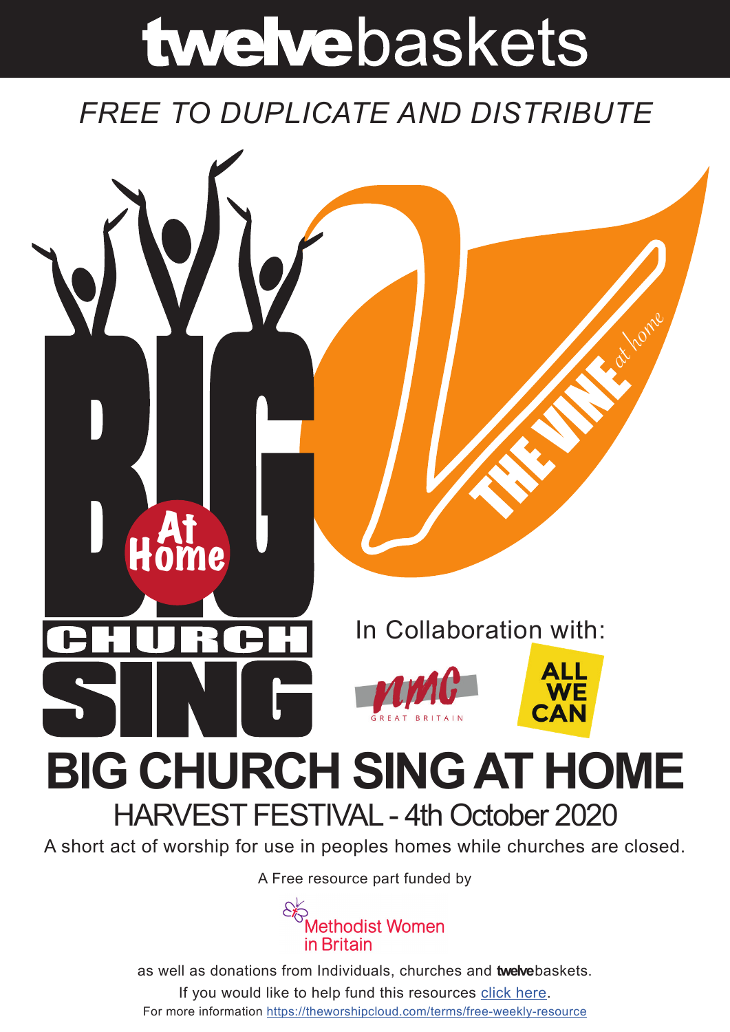# twelvebaskets

*FREE TO DUPLICATE AND DISTRIBUTE*

BIG At Home CHURCH SING

THE VINE *at home*

In Collaboration with:

NMC GREAT BRITAIN

ALL WE CAN

# BIG CHURCH SING AT HOME

## HARVEST FESTIVAL - 4th October 2020

A short act of worship for use in peoples homes while churches are closed.

A Free resource part funded by

Methodist Women in Britain

as well as donations from Individuals, churches and **twelve**baskets.

If you would like to help fund this resources click here.

For more information https://theworshipcloud.com/terms/free-weekly-resource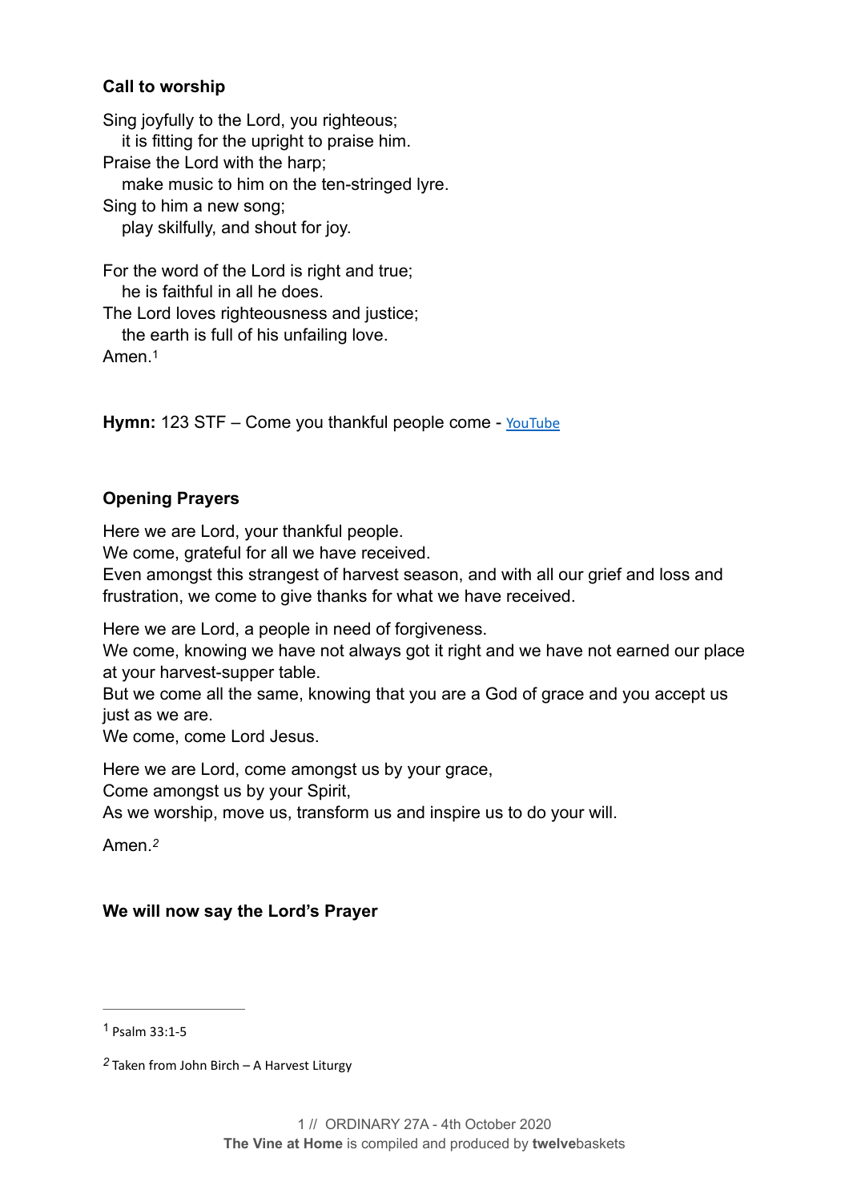**Call to worship**

Sing joyfully to the Lord, you righteous;
it is fitting for the upright to praise him.
Praise the Lord with the harp;
make music to him on the ten-stringed lyre.
Sing to him a new song;
play skilfully, and shout for joy.

For the word of the Lord is right and true;
he is faithful in all he does.
The Lord loves righteousness and justice;
the earth is full of his unfailing love.
Amen.[1]

**Hymn:** 123 STF – Come you thankful people come - YouTube

**Opening Prayers**

Here we are Lord, your thankful people.
We come, grateful for all we have received.
Even amongst this strangest of harvest season, and with all our grief and loss and frustration, we come to give thanks for what we have received.

Here we are Lord, a people in need of forgiveness.
We come, knowing we have not always got it right and we have not earned our place at your harvest-supper table.
But we come all the same, knowing that you are a God of grace and you accept us just as we are.
We come, come Lord Jesus.

Here we are Lord, come amongst us by your grace,
Come amongst us by your Spirit,
As we worship, move us, transform us and inspire us to do your will.

Amen.[2]

**We will now say the Lord's Prayer**

---

[1] Psalm 33:1-5

[2] Taken from John Birch – A Harvest Liturgy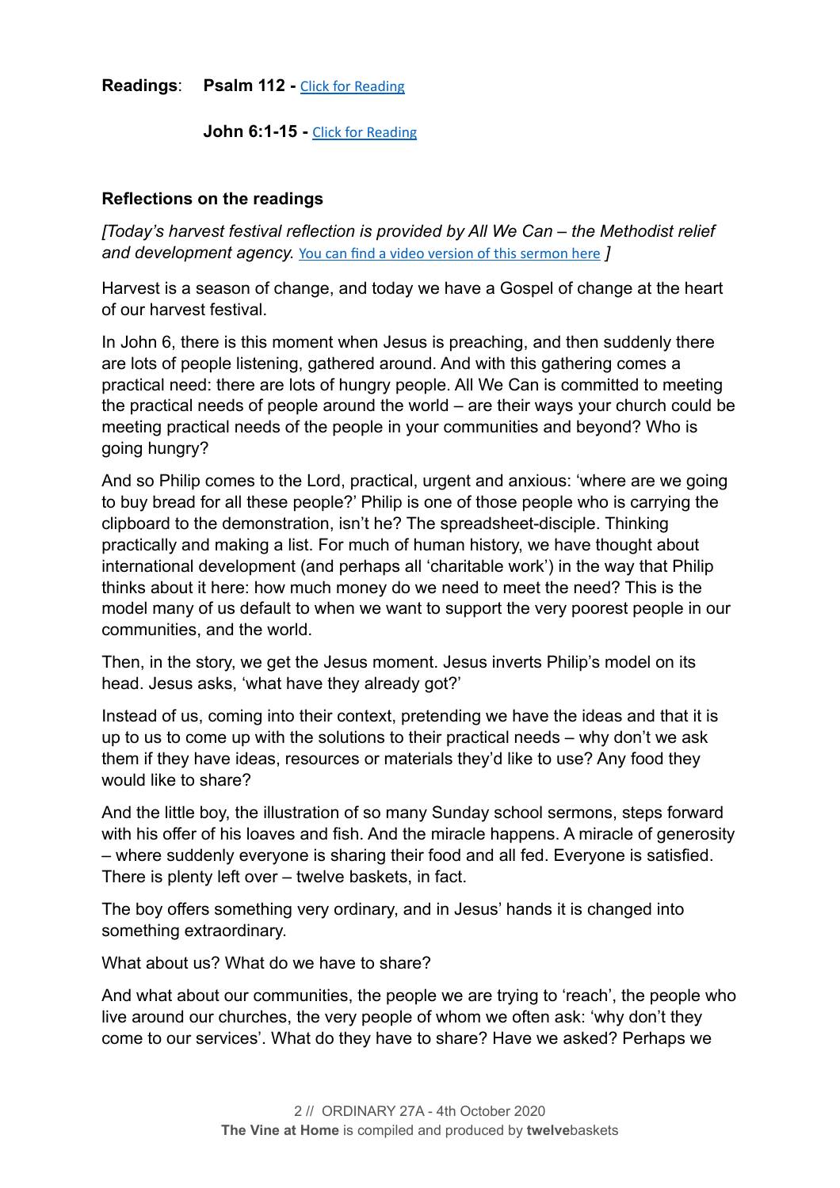**Readings**: **Psalm 112 -** [Click for Reading]

**John 6:1-15 -** [Click for Reading]

**Reflections on the readings**

*[Today's harvest festival reflection is provided by All We Can – the Methodist relief and development agency.* [You can find a video version of this sermon here] *]*

Harvest is a season of change, and today we have a Gospel of change at the heart of our harvest festival.

In John 6, there is this moment when Jesus is preaching, and then suddenly there are lots of people listening, gathered around. And with this gathering comes a practical need: there are lots of hungry people. All We Can is committed to meeting the practical needs of people around the world – are their ways your church could be meeting practical needs of the people in your communities and beyond? Who is going hungry?

And so Philip comes to the Lord, practical, urgent and anxious: 'where are we going to buy bread for all these people?' Philip is one of those people who is carrying the clipboard to the demonstration, isn't he? The spreadsheet-disciple. Thinking practically and making a list. For much of human history, we have thought about international development (and perhaps all 'charitable work') in the way that Philip thinks about it here: how much money do we need to meet the need? This is the model many of us default to when we want to support the very poorest people in our communities, and the world.

Then, in the story, we get the Jesus moment. Jesus inverts Philip's model on its head. Jesus asks, 'what have they already got?'

Instead of us, coming into their context, pretending we have the ideas and that it is up to us to come up with the solutions to their practical needs – why don't we ask them if they have ideas, resources or materials they'd like to use? Any food they would like to share?

And the little boy, the illustration of so many Sunday school sermons, steps forward with his offer of his loaves and fish. And the miracle happens. A miracle of generosity – where suddenly everyone is sharing their food and all fed. Everyone is satisfied. There is plenty left over – twelve baskets, in fact.

The boy offers something very ordinary, and in Jesus' hands it is changed into something extraordinary.

What about us? What do we have to share?

And what about our communities, the people we are trying to 'reach', the people who live around our churches, the very people of whom we often ask: 'why don't they come to our services'. What do they have to share? Have we asked? Perhaps we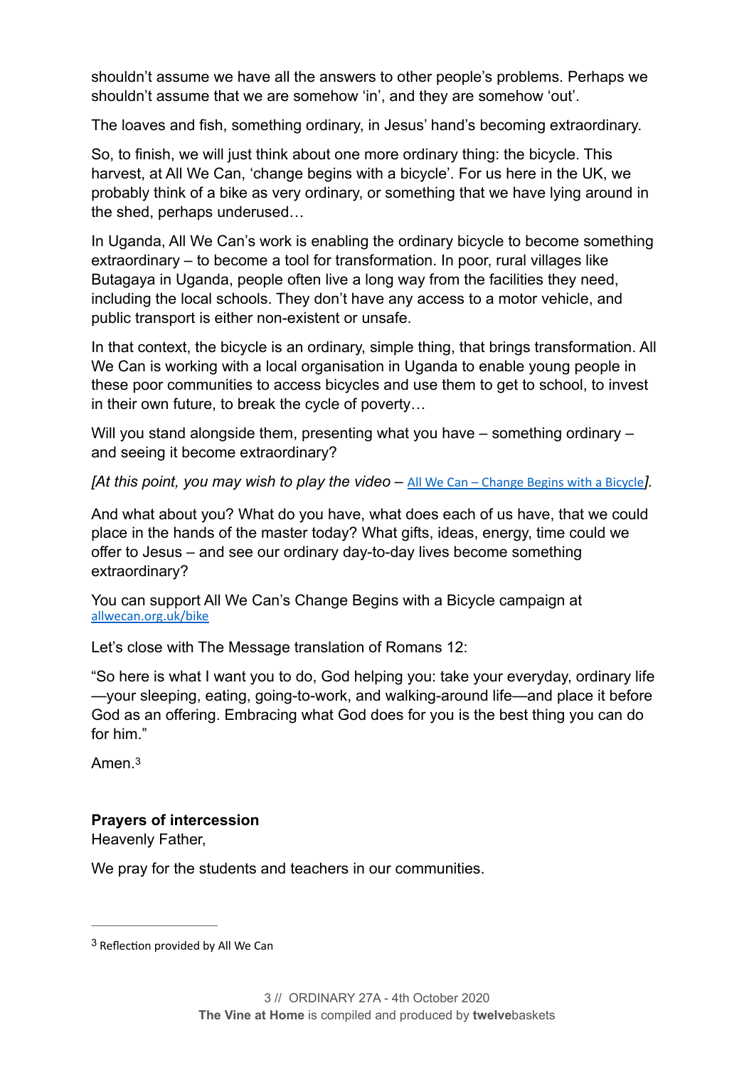shouldn't assume we have all the answers to other people's problems. Perhaps we shouldn't assume that we are somehow 'in', and they are somehow 'out'.

The loaves and fish, something ordinary, in Jesus' hand's becoming extraordinary.

So, to finish, we will just think about one more ordinary thing: the bicycle. This harvest, at All We Can, 'change begins with a bicycle'. For us here in the UK, we probably think of a bike as very ordinary, or something that we have lying around in the shed, perhaps underused…

In Uganda, All We Can's work is enabling the ordinary bicycle to become something extraordinary – to become a tool for transformation. In poor, rural villages like Butagaya in Uganda, people often live a long way from the facilities they need, including the local schools. They don't have any access to a motor vehicle, and public transport is either non-existent or unsafe.

In that context, the bicycle is an ordinary, simple thing, that brings transformation. All We Can is working with a local organisation in Uganda to enable young people in these poor communities to access bicycles and use them to get to school, to invest in their own future, to break the cycle of poverty…

Will you stand alongside them, presenting what you have – something ordinary – and seeing it become extraordinary?

*[At this point, you may wish to play the video –* All We Can – Change Begins with a Bicycle*].*

And what about you? What do you have, what does each of us have, that we could place in the hands of the master today? What gifts, ideas, energy, time could we offer to Jesus – and see our ordinary day-to-day lives become something extraordinary?

You can support All We Can's Change Begins with a Bicycle campaign at allwecan.org.uk/bike

Let's close with The Message translation of Romans 12:

"So here is what I want you to do, God helping you: take your everyday, ordinary life—your sleeping, eating, going-to-work, and walking-around life—and place it before God as an offering. Embracing what God does for you is the best thing you can do for him."

Amen.[3]

**Prayers of intercession**
Heavenly Father,

We pray for the students and teachers in our communities.

---

[3] Reflection provided by All We Can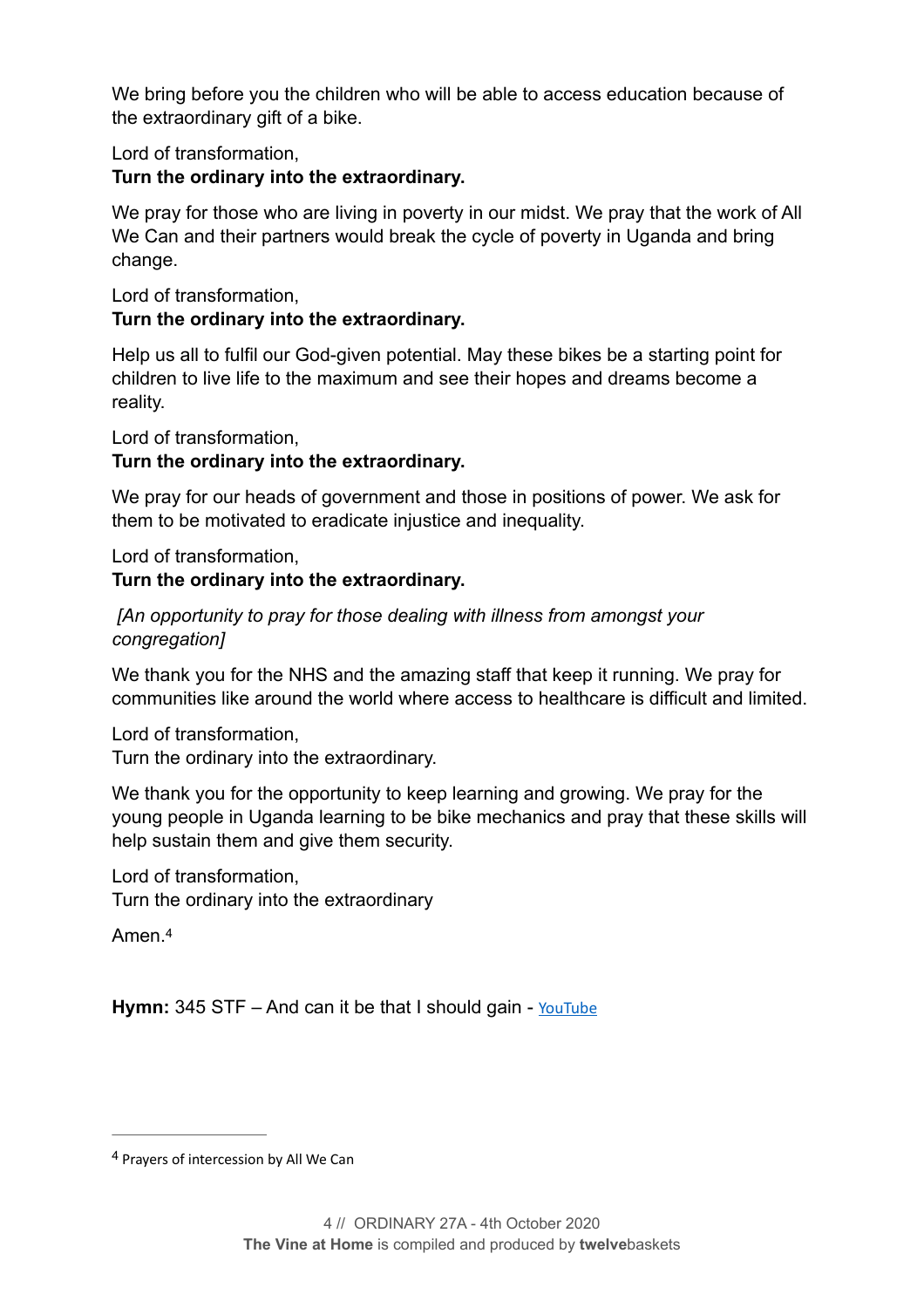We bring before you the children who will be able to access education because of the extraordinary gift of a bike.

Lord of transformation,
**Turn the ordinary into the extraordinary.**

We pray for those who are living in poverty in our midst. We pray that the work of All We Can and their partners would break the cycle of poverty in Uganda and bring change.

Lord of transformation,
**Turn the ordinary into the extraordinary.**

Help us all to fulfil our God-given potential. May these bikes be a starting point for children to live life to the maximum and see their hopes and dreams become a reality.

Lord of transformation,
**Turn the ordinary into the extraordinary.**

We pray for our heads of government and those in positions of power. We ask for them to be motivated to eradicate injustice and inequality.

Lord of transformation,
**Turn the ordinary into the extraordinary.**

*[An opportunity to pray for those dealing with illness from amongst your congregation]*

We thank you for the NHS and the amazing staff that keep it running. We pray for communities like around the world where access to healthcare is difficult and limited.

Lord of transformation,
Turn the ordinary into the extraordinary.

We thank you for the opportunity to keep learning and growing. We pray for the young people in Uganda learning to be bike mechanics and pray that these skills will help sustain them and give them security.

Lord of transformation,
Turn the ordinary into the extraordinary

Amen.[4]

**Hymn:** 345 STF – And can it be that I should gain - YouTube

---

[4] Prayers of intercession by All We Can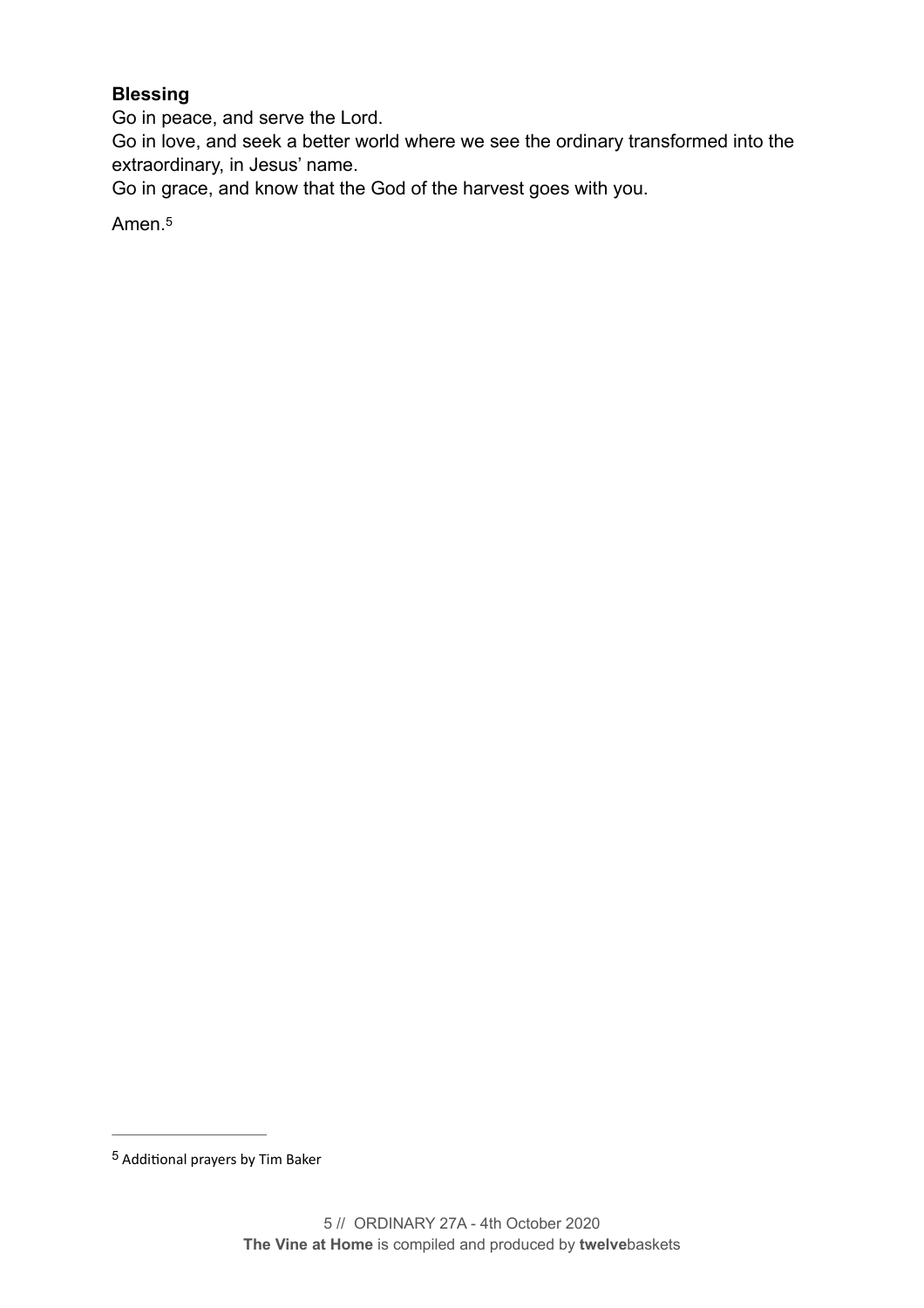**Blessing**

Go in peace, and serve the Lord.

Go in love, and seek a better world where we see the ordinary transformed into the extraordinary, in Jesus' name.

Go in grace, and know that the God of the harvest goes with you.

Amen.[5]

---

[5] Additional prayers by Tim Baker